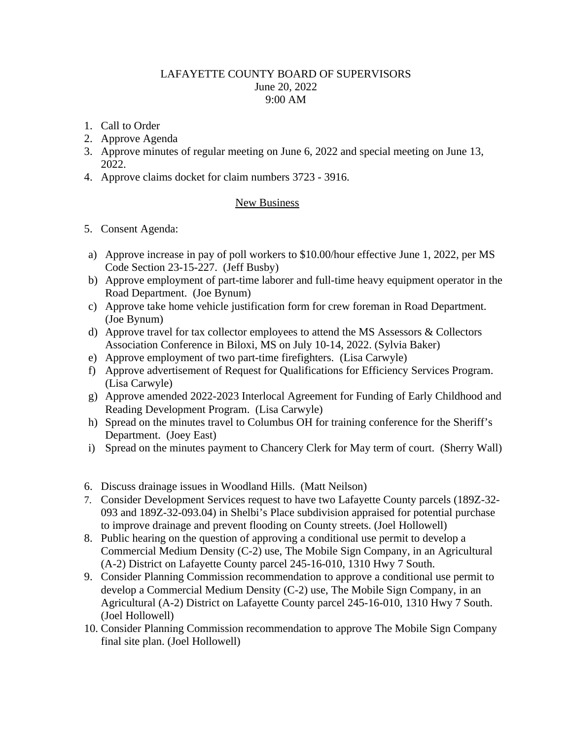# LAFAYETTE COUNTY BOARD OF SUPERVISORS
June 20, 2022
9:00 AM

1. Call to Order
2. Approve Agenda
3. Approve minutes of regular meeting on June 6, 2022 and special meeting on June 13, 2022.
4. Approve claims docket for claim numbers 3723 - 3916.

## New Business

5. Consent Agenda:

   a) Approve increase in pay of poll workers to $10.00/hour effective June 1, 2022, per MS Code Section 23-15-227. (Jeff Busby)
   b) Approve employment of part-time laborer and full-time heavy equipment operator in the Road Department. (Joe Bynum)
   c) Approve take home vehicle justification form for crew foreman in Road Department. (Joe Bynum)
   d) Approve travel for tax collector employees to attend the MS Assessors & Collectors Association Conference in Biloxi, MS on July 10-14, 2022. (Sylvia Baker)
   e) Approve employment of two part-time firefighters. (Lisa Carwyle)
   f) Approve advertisement of Request for Qualifications for Efficiency Services Program. (Lisa Carwyle)
   g) Approve amended 2022-2023 Interlocal Agreement for Funding of Early Childhood and Reading Development Program. (Lisa Carwyle)
   h) Spread on the minutes travel to Columbus OH for training conference for the Sheriff's Department. (Joey East)
   i) Spread on the minutes payment to Chancery Clerk for May term of court. (Sherry Wall)

6. Discuss drainage issues in Woodland Hills. (Matt Neilson)
7. Consider Development Services request to have two Lafayette County parcels (189Z-32-093 and 189Z-32-093.04) in Shelbi's Place subdivision appraised for potential purchase to improve drainage and prevent flooding on County streets. (Joel Hollowell)
8. Public hearing on the question of approving a conditional use permit to develop a Commercial Medium Density (C-2) use, The Mobile Sign Company, in an Agricultural (A-2) District on Lafayette County parcel 245-16-010, 1310 Hwy 7 South.
9. Consider Planning Commission recommendation to approve a conditional use permit to develop a Commercial Medium Density (C-2) use, The Mobile Sign Company, in an Agricultural (A-2) District on Lafayette County parcel 245-16-010, 1310 Hwy 7 South. (Joel Hollowell)
10. Consider Planning Commission recommendation to approve The Mobile Sign Company final site plan. (Joel Hollowell)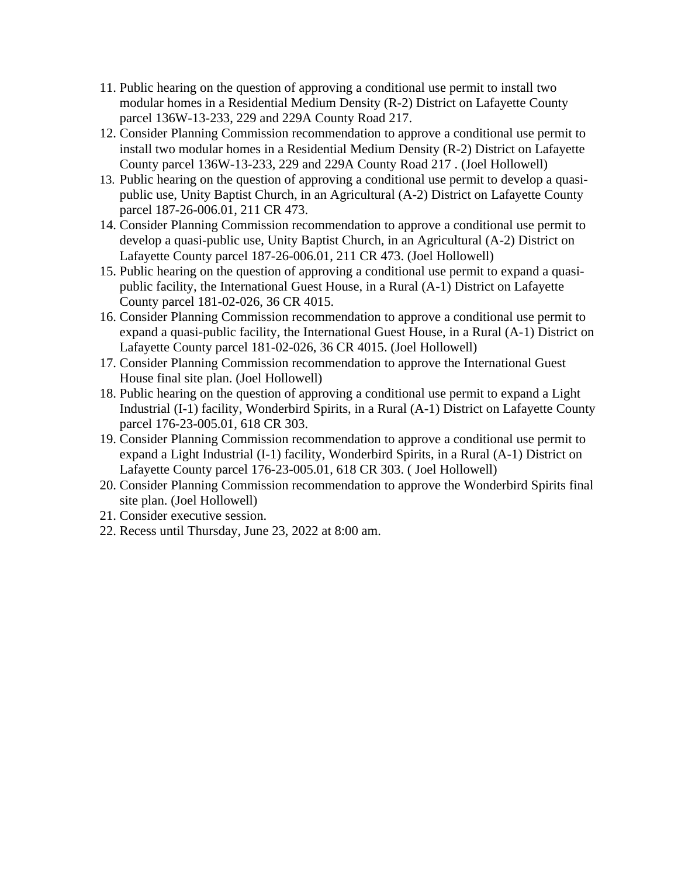11. Public hearing on the question of approving a conditional use permit to install two modular homes in a Residential Medium Density (R-2) District on Lafayette County parcel 136W-13-233, 229 and 229A County Road 217.
12. Consider Planning Commission recommendation to approve a conditional use permit to install two modular homes in a Residential Medium Density (R-2) District on Lafayette County parcel 136W-13-233, 229 and 229A County Road 217 . (Joel Hollowell)
13. Public hearing on the question of approving a conditional use permit to develop a quasi-public use, Unity Baptist Church, in an Agricultural (A-2) District on Lafayette County parcel 187-26-006.01, 211 CR 473.
14. Consider Planning Commission recommendation to approve a conditional use permit to develop a quasi-public use, Unity Baptist Church, in an Agricultural (A-2) District on Lafayette County parcel 187-26-006.01, 211 CR 473. (Joel Hollowell)
15. Public hearing on the question of approving a conditional use permit to expand a quasi-public facility, the International Guest House, in a Rural (A-1) District on Lafayette County parcel 181-02-026, 36 CR 4015.
16. Consider Planning Commission recommendation to approve a conditional use permit to expand a quasi-public facility, the International Guest House, in a Rural (A-1) District on Lafayette County parcel 181-02-026, 36 CR 4015. (Joel Hollowell)
17. Consider Planning Commission recommendation to approve the International Guest House final site plan. (Joel Hollowell)
18. Public hearing on the question of approving a conditional use permit to expand a Light Industrial (I-1) facility, Wonderbird Spirits, in a Rural (A-1) District on Lafayette County parcel 176-23-005.01, 618 CR 303.
19. Consider Planning Commission recommendation to approve a conditional use permit to expand a Light Industrial (I-1) facility, Wonderbird Spirits, in a Rural (A-1) District on Lafayette County parcel 176-23-005.01, 618 CR 303. ( Joel Hollowell)
20. Consider Planning Commission recommendation to approve the Wonderbird Spirits final site plan. (Joel Hollowell)
21. Consider executive session.
22. Recess until Thursday, June 23, 2022 at 8:00 am.